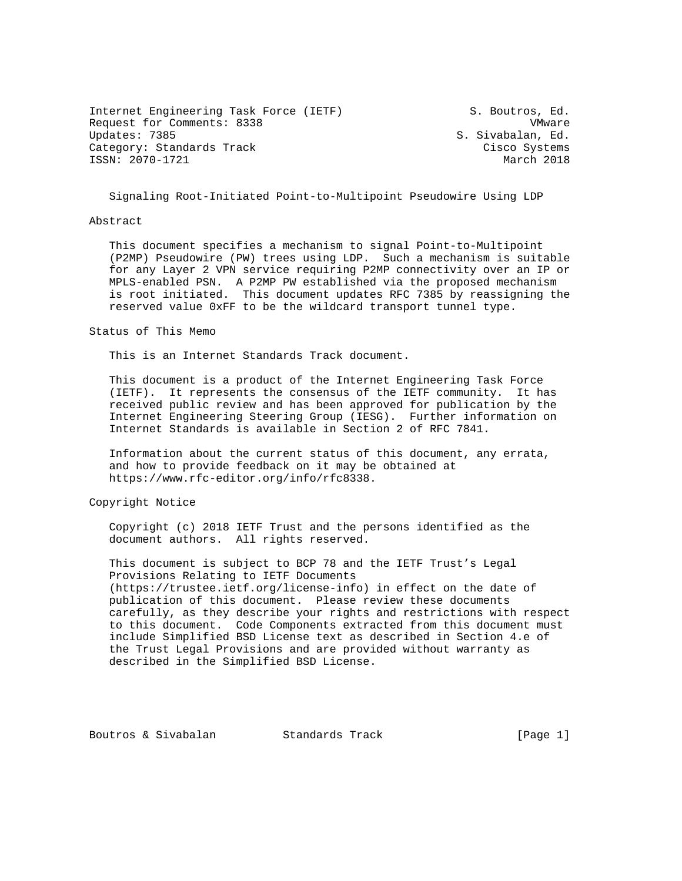Internet Engineering Task Force (IETF) S. Boutros, Ed.
Request for Comments: 8338 VMware
Updates: 7385 S. Sivabalan, Ed.
Category: Standards Track Cisco Systems
ISSN: 2070-1721 March 2018

# Signaling Root-Initiated Point-to-Multipoint Pseudowire Using LDP

## Abstract

This document specifies a mechanism to signal Point-to-Multipoint (P2MP) Pseudowire (PW) trees using LDP. Such a mechanism is suitable for any Layer 2 VPN service requiring P2MP connectivity over an IP or MPLS-enabled PSN. A P2MP PW established via the proposed mechanism is root initiated. This document updates RFC 7385 by reassigning the reserved value 0xFF to be the wildcard transport tunnel type.

## Status of This Memo

This is an Internet Standards Track document.

This document is a product of the Internet Engineering Task Force (IETF). It represents the consensus of the IETF community. It has received public review and has been approved for publication by the Internet Engineering Steering Group (IESG). Further information on Internet Standards is available in Section 2 of RFC 7841.

Information about the current status of this document, any errata, and how to provide feedback on it may be obtained at https://www.rfc-editor.org/info/rfc8338.

## Copyright Notice

Copyright (c) 2018 IETF Trust and the persons identified as the document authors. All rights reserved.

This document is subject to BCP 78 and the IETF Trust's Legal Provisions Relating to IETF Documents (https://trustee.ietf.org/license-info) in effect on the date of publication of this document. Please review these documents carefully, as they describe your rights and restrictions with respect to this document. Code Components extracted from this document must include Simplified BSD License text as described in Section 4.e of the Trust Legal Provisions and are provided without warranty as described in the Simplified BSD License.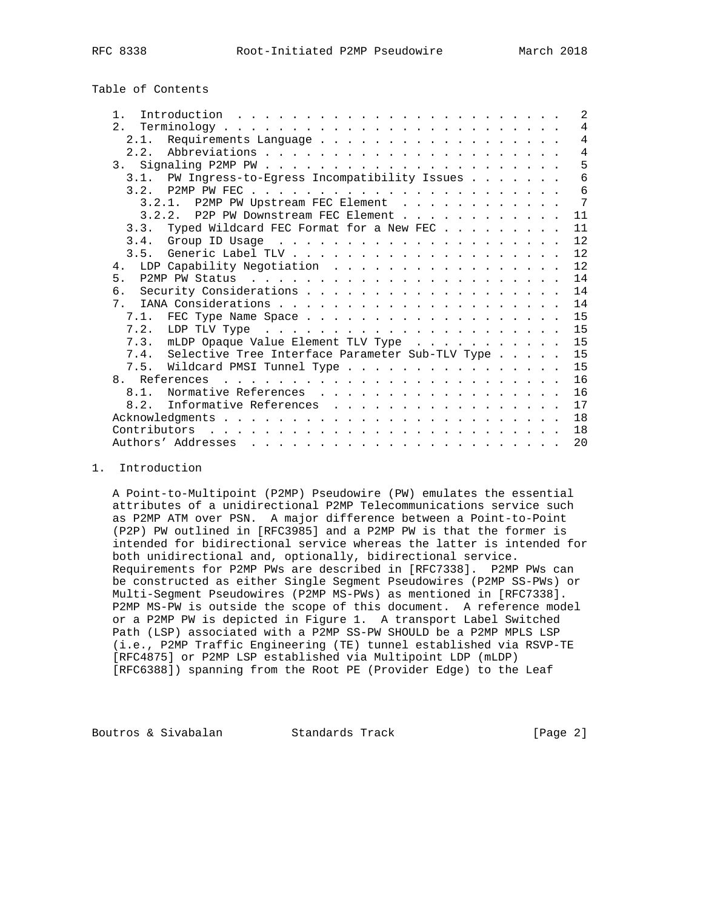Table of Contents

```
   1.  Introduction  . . . . . . . . . . . . . . . . . . . . . . . .   2
   2.  Terminology . . . . . . . . . . . . . . . . . . . . . . . . .   4
     2.1.  Requirements Language . . . . . . . . . . . . . . . . . .   4
     2.2.  Abbreviations . . . . . . . . . . . . . . . . . . . . . .   4
   3.  Signaling P2MP PW . . . . . . . . . . . . . . . . . . . . . .   5
     3.1.  PW Ingress-to-Egress Incompatibility Issues . . . . . . .   6
     3.2.  P2MP PW FEC . . . . . . . . . . . . . . . . . . . . . . .   6
       3.2.1.  P2MP PW Upstream FEC Element  . . . . . . . . . . . .   7
       3.2.2.  P2P PW Downstream FEC Element . . . . . . . . . . . .  11
     3.3.  Typed Wildcard FEC Format for a New FEC . . . . . . . . .  11
     3.4.  Group ID Usage  . . . . . . . . . . . . . . . . . . . . .  12
     3.5.  Generic Label TLV . . . . . . . . . . . . . . . . . . . .  12
   4.  LDP Capability Negotiation  . . . . . . . . . . . . . . . . .  12
   5.  P2MP PW Status  . . . . . . . . . . . . . . . . . . . . . . .  14
   6.  Security Considerations . . . . . . . . . . . . . . . . . . .  14
   7.  IANA Considerations . . . . . . . . . . . . . . . . . . . . .  14
     7.1.  FEC Type Name Space . . . . . . . . . . . . . . . . . . .  15
     7.2.  LDP TLV Type  . . . . . . . . . . . . . . . . . . . . . .  15
     7.3.  mLDP Opaque Value Element TLV Type  . . . . . . . . . . .  15
     7.4.  Selective Tree Interface Parameter Sub-TLV Type . . . . .  15
     7.5.  Wildcard PMSI Tunnel Type . . . . . . . . . . . . . . . .  15
   8.  References  . . . . . . . . . . . . . . . . . . . . . . . . .  16
     8.1.  Normative References  . . . . . . . . . . . . . . . . . .  16
     8.2.  Informative References  . . . . . . . . . . . . . . . . .  17
   Acknowledgments . . . . . . . . . . . . . . . . . . . . . . . . .  18
   Contributors  . . . . . . . . . . . . . . . . . . . . . . . . . .  18
   Authors' Addresses  . . . . . . . . . . . . . . . . . . . . . . .  20
```

## 1. Introduction

A Point-to-Multipoint (P2MP) Pseudowire (PW) emulates the essential attributes of a unidirectional P2MP Telecommunications service such as P2MP ATM over PSN. A major difference between a Point-to-Point (P2P) PW outlined in [RFC3985] and a P2MP PW is that the former is intended for bidirectional service whereas the latter is intended for both unidirectional and, optionally, bidirectional service. Requirements for P2MP PWs are described in [RFC7338]. P2MP PWs can be constructed as either Single Segment Pseudowires (P2MP SS-PWs) or Multi-Segment Pseudowires (P2MP MS-PWs) as mentioned in [RFC7338]. P2MP MS-PW is outside the scope of this document. A reference model or a P2MP PW is depicted in Figure 1. A transport Label Switched Path (LSP) associated with a P2MP SS-PW SHOULD be a P2MP MPLS LSP (i.e., P2MP Traffic Engineering (TE) tunnel established via RSVP-TE [RFC4875] or P2MP LSP established via Multipoint LDP (mLDP) [RFC6388]) spanning from the Root PE (Provider Edge) to the Leaf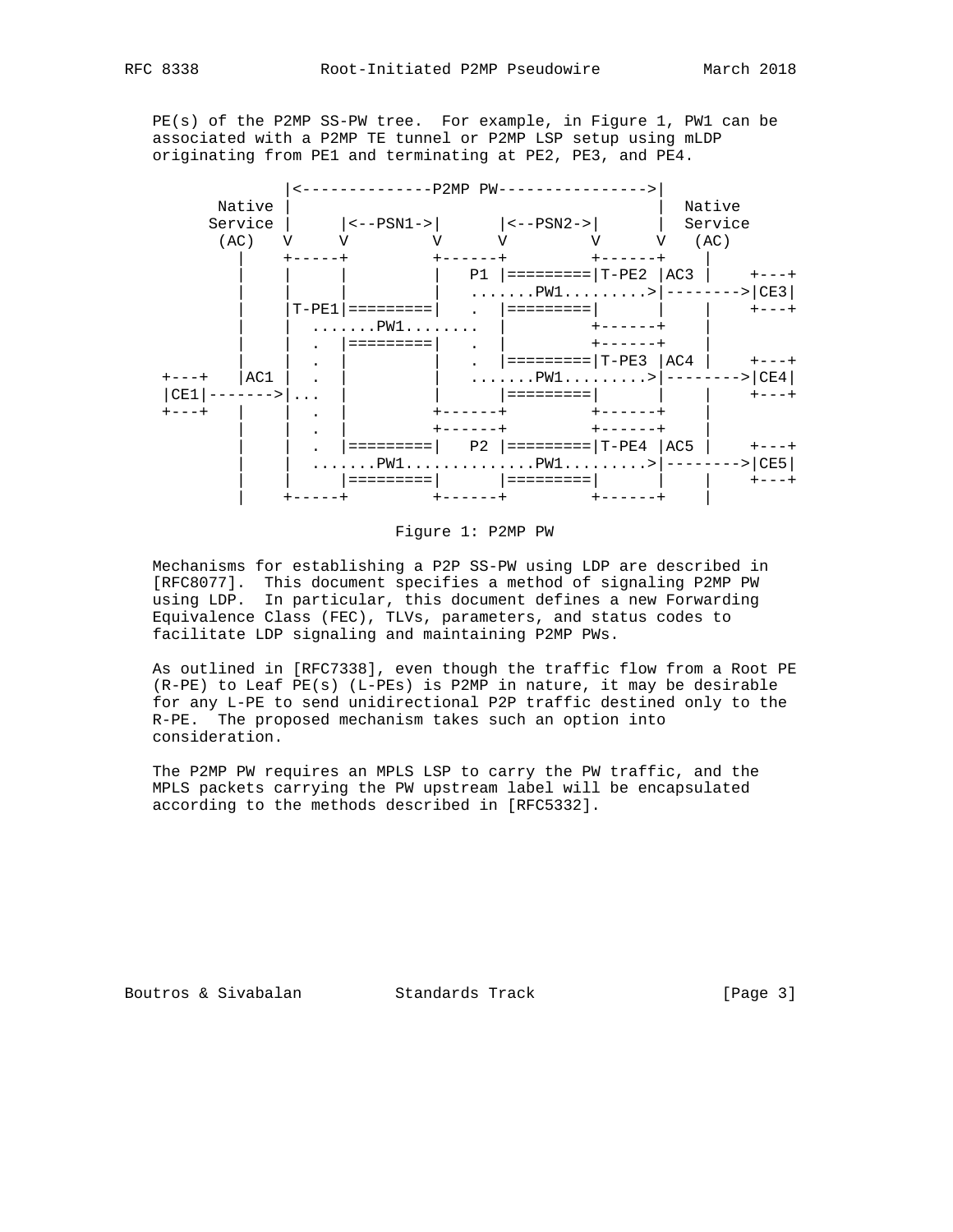PE(s) of the P2MP SS-PW tree. For example, in Figure 1, PW1 can be associated with a P2MP TE tunnel or P2MP LSP setup using mLDP originating from PE1 and terminating at PE2, PE3, and PE4.

```
             |<--------------P2MP PW---------------->|
      Native |                                       |  Native
     Service |     |<--PSN1->|      |<--PSN2->|      |  Service
      (AC)   V     V         V      V         V      V   (AC)
        |    +-----+         +------+         +------+    |
        |    |     |         |   P1 |=========|T-PE2 |AC3 |    +---+
        |    |     |         |   .......PW1.........>|-------->|CE3|
        |    |T-PE1|=========|   .  |=========|      |    |    +---+
        |    |  .......PW1........  |         +------+    |
        |    |  .  |=========|   .  |         +------+    |
        |    |  .  |         |   .  |=========|T-PE3 |AC4 |    +---+
 +---+  |AC1 |  .  |         |   .......PW1.........>|-------->|CE4|
 |CE1|------->|... |         |      |=========|      |    |    +---+
 +---+  |    |  .  |         +------+         +------+    |
        |    |  .  |         +------+         +------+    |
        |    |  .  |=========|   P2 |=========|T-PE4 |AC5 |    +---+
        |    |  .......PW1..............PW1.........>|-------->|CE5|
        |    |     |=========|      |=========|      |    |    +---+
        |    +-----+         +------+         +------+    |
```

Figure 1: P2MP PW

Mechanisms for establishing a P2P SS-PW using LDP are described in [RFC8077]. This document specifies a method of signaling P2MP PW using LDP. In particular, this document defines a new Forwarding Equivalence Class (FEC), TLVs, parameters, and status codes to facilitate LDP signaling and maintaining P2MP PWs.

As outlined in [RFC7338], even though the traffic flow from a Root PE (R-PE) to Leaf PE(s) (L-PEs) is P2MP in nature, it may be desirable for any L-PE to send unidirectional P2P traffic destined only to the R-PE. The proposed mechanism takes such an option into consideration.

The P2MP PW requires an MPLS LSP to carry the PW traffic, and the MPLS packets carrying the PW upstream label will be encapsulated according to the methods described in [RFC5332].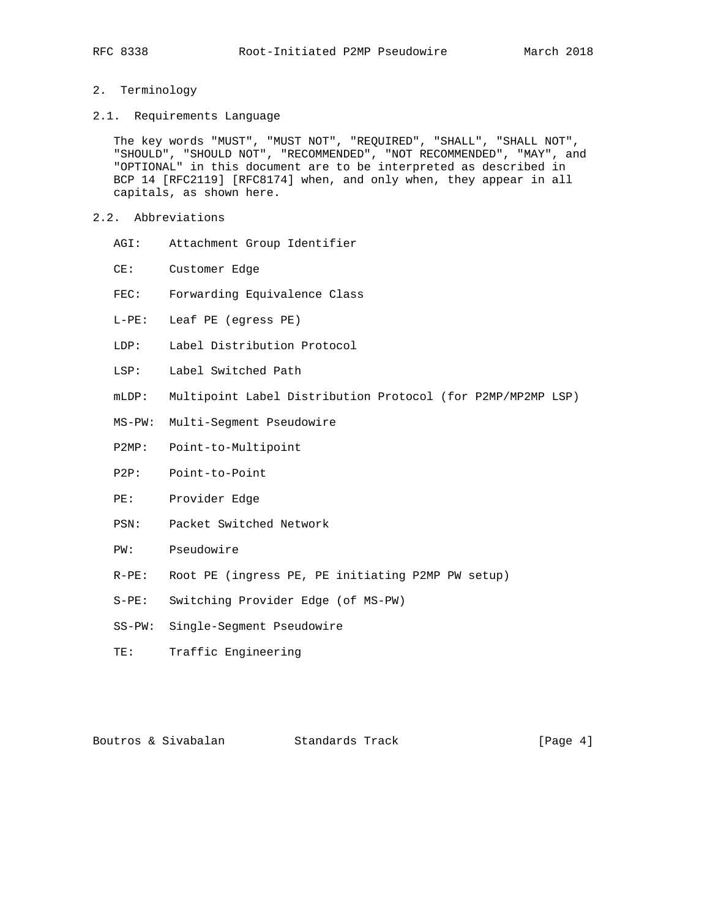## 2. Terminology

### 2.1. Requirements Language

The key words "MUST", "MUST NOT", "REQUIRED", "SHALL", "SHALL NOT", "SHOULD", "SHOULD NOT", "RECOMMENDED", "NOT RECOMMENDED", "MAY", and "OPTIONAL" in this document are to be interpreted as described in BCP 14 [RFC2119] [RFC8174] when, and only when, they appear in all capitals, as shown here.

### 2.2. Abbreviations

- AGI: Attachment Group Identifier
- CE: Customer Edge
- FEC: Forwarding Equivalence Class
- L-PE: Leaf PE (egress PE)
- LDP: Label Distribution Protocol
- LSP: Label Switched Path
- mLDP: Multipoint Label Distribution Protocol (for P2MP/MP2MP LSP)
- MS-PW: Multi-Segment Pseudowire
- P2MP: Point-to-Multipoint
- P2P: Point-to-Point
- PE: Provider Edge
- PSN: Packet Switched Network
- PW: Pseudowire
- R-PE: Root PE (ingress PE, PE initiating P2MP PW setup)
- S-PE: Switching Provider Edge (of MS-PW)
- SS-PW: Single-Segment Pseudowire
- TE: Traffic Engineering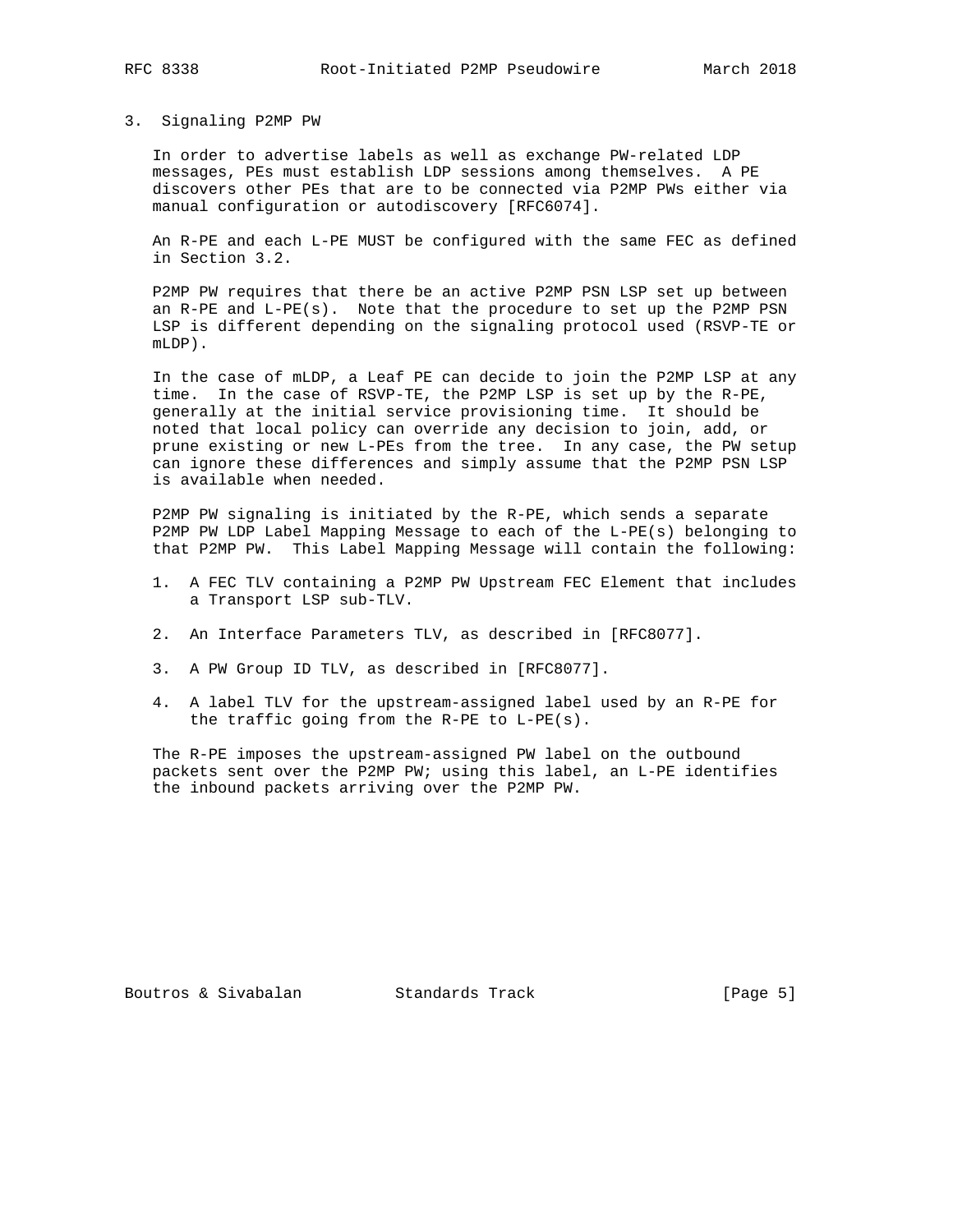## 3. Signaling P2MP PW

In order to advertise labels as well as exchange PW-related LDP messages, PEs must establish LDP sessions among themselves. A PE discovers other PEs that are to be connected via P2MP PWs either via manual configuration or autodiscovery [RFC6074].

An R-PE and each L-PE MUST be configured with the same FEC as defined in Section 3.2.

P2MP PW requires that there be an active P2MP PSN LSP set up between an R-PE and L-PE(s). Note that the procedure to set up the P2MP PSN LSP is different depending on the signaling protocol used (RSVP-TE or mLDP).

In the case of mLDP, a Leaf PE can decide to join the P2MP LSP at any time. In the case of RSVP-TE, the P2MP LSP is set up by the R-PE, generally at the initial service provisioning time. It should be noted that local policy can override any decision to join, add, or prune existing or new L-PEs from the tree. In any case, the PW setup can ignore these differences and simply assume that the P2MP PSN LSP is available when needed.

P2MP PW signaling is initiated by the R-PE, which sends a separate P2MP PW LDP Label Mapping Message to each of the L-PE(s) belonging to that P2MP PW. This Label Mapping Message will contain the following:

1. A FEC TLV containing a P2MP PW Upstream FEC Element that includes a Transport LSP sub-TLV.

2. An Interface Parameters TLV, as described in [RFC8077].

3. A PW Group ID TLV, as described in [RFC8077].

4. A label TLV for the upstream-assigned label used by an R-PE for the traffic going from the R-PE to L-PE(s).

The R-PE imposes the upstream-assigned PW label on the outbound packets sent over the P2MP PW; using this label, an L-PE identifies the inbound packets arriving over the P2MP PW.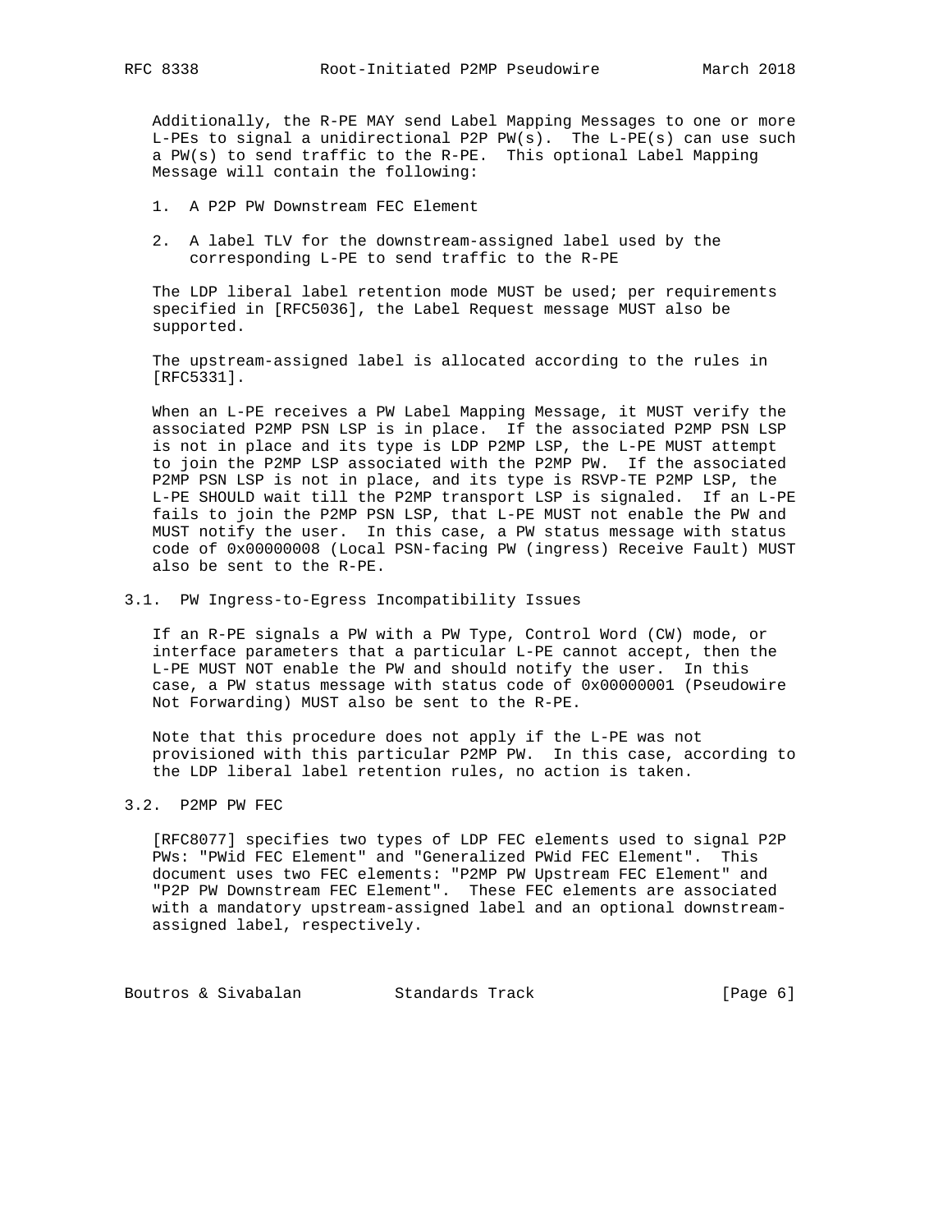Additionally, the R-PE MAY send Label Mapping Messages to one or more L-PEs to signal a unidirectional P2P PW(s). The L-PE(s) can use such a PW(s) to send traffic to the R-PE. This optional Label Mapping Message will contain the following:

1. A P2P PW Downstream FEC Element
2. A label TLV for the downstream-assigned label used by the corresponding L-PE to send traffic to the R-PE

The LDP liberal label retention mode MUST be used; per requirements specified in [RFC5036], the Label Request message MUST also be supported.

The upstream-assigned label is allocated according to the rules in [RFC5331].

When an L-PE receives a PW Label Mapping Message, it MUST verify the associated P2MP PSN LSP is in place. If the associated P2MP PSN LSP is not in place and its type is LDP P2MP LSP, the L-PE MUST attempt to join the P2MP LSP associated with the P2MP PW. If the associated P2MP PSN LSP is not in place, and its type is RSVP-TE P2MP LSP, the L-PE SHOULD wait till the P2MP transport LSP is signaled. If an L-PE fails to join the P2MP PSN LSP, that L-PE MUST not enable the PW and MUST notify the user. In this case, a PW status message with status code of 0x00000008 (Local PSN-facing PW (ingress) Receive Fault) MUST also be sent to the R-PE.

## 3.1. PW Ingress-to-Egress Incompatibility Issues

If an R-PE signals a PW with a PW Type, Control Word (CW) mode, or interface parameters that a particular L-PE cannot accept, then the L-PE MUST NOT enable the PW and should notify the user. In this case, a PW status message with status code of 0x00000001 (Pseudowire Not Forwarding) MUST also be sent to the R-PE.

Note that this procedure does not apply if the L-PE was not provisioned with this particular P2MP PW. In this case, according to the LDP liberal label retention rules, no action is taken.

## 3.2. P2MP PW FEC

[RFC8077] specifies two types of LDP FEC elements used to signal P2P PWs: "PWid FEC Element" and "Generalized PWid FEC Element". This document uses two FEC elements: "P2MP PW Upstream FEC Element" and "P2P PW Downstream FEC Element". These FEC elements are associated with a mandatory upstream-assigned label and an optional downstream-assigned label, respectively.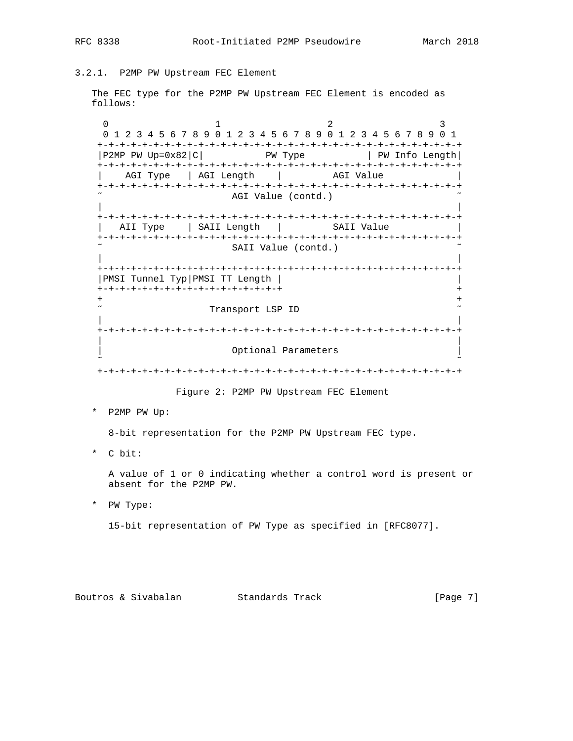### 3.2.1. P2MP PW Upstream FEC Element

The FEC type for the P2MP PW Upstream FEC Element is encoded as follows:

```
 0                   1                   2                   3
 0 1 2 3 4 5 6 7 8 9 0 1 2 3 4 5 6 7 8 9 0 1 2 3 4 5 6 7 8 9 0 1
+-+-+-+-+-+-+-+-+-+-+-+-+-+-+-+-+-+-+-+-+-+-+-+-+-+-+-+-+-+-+-+-+
|P2MP PW Up=0x82|C|           PW Type           | PW Info Length|
+-+-+-+-+-+-+-+-+-+-+-+-+-+-+-+-+-+-+-+-+-+-+-+-+-+-+-+-+-+-+-+-+
|    AGI Type   | AGI Length    |         AGI Value             |
+-+-+-+-+-+-+-+-+-+-+-+-+-+-+-+-+-+-+-+-+-+-+-+-+-+-+-+-+-+-+-+-+
~                         AGI Value (contd.)                    ~
|                                                               |
+-+-+-+-+-+-+-+-+-+-+-+-+-+-+-+-+-+-+-+-+-+-+-+-+-+-+-+-+-+-+-+-+
|   AII Type    | SAII Length   |         SAII Value            |
+-+-+-+-+-+-+-+-+-+-+-+-+-+-+-+-+-+-+-+-+-+-+-+-+-+-+-+-+-+-+-+-+
~                         SAII Value (contd.)                   ~
|                                                               |
+-+-+-+-+-+-+-+-+-+-+-+-+-+-+-+-+-+-+-+-+-+-+-+-+-+-+-+-+-+-+-+-+
|PMSI Tunnel Typ|PMSI TT Length |                               |
+-+-+-+-+-+-+-+-+-+-+-+-+-+-+-+-+                               +
+                                                               +
~                     Transport LSP ID                          ~
|                                                               |
+-+-+-+-+-+-+-+-+-+-+-+-+-+-+-+-+-+-+-+-+-+-+-+-+-+-+-+-+-+-+-+-+
|                                                               |
|                         Optional Parameters                   |
~                                                               ~
+-+-+-+-+-+-+-+-+-+-+-+-+-+-+-+-+-+-+-+-+-+-+-+-+-+-+-+-+-+-+-+-+
```

Figure 2: P2MP PW Upstream FEC Element

* P2MP PW Up:

  8-bit representation for the P2MP PW Upstream FEC type.

* C bit:

  A value of 1 or 0 indicating whether a control word is present or absent for the P2MP PW.

* PW Type:

  15-bit representation of PW Type as specified in [RFC8077].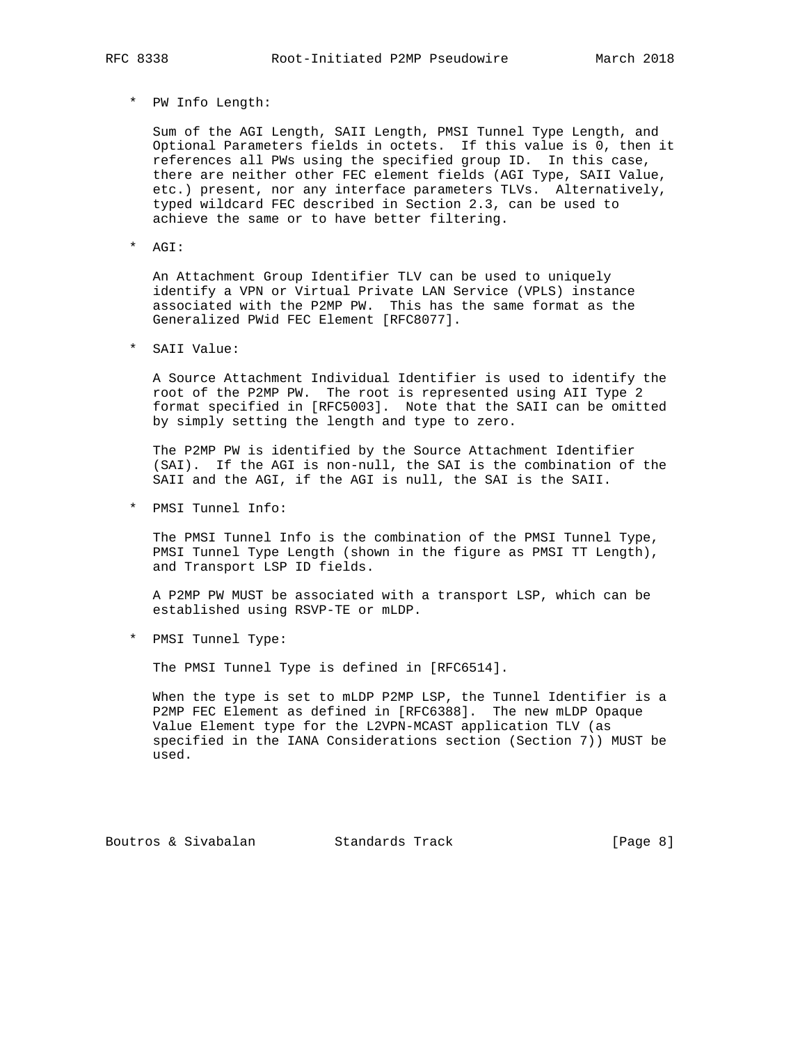* PW Info Length:

  Sum of the AGI Length, SAII Length, PMSI Tunnel Type Length, and Optional Parameters fields in octets. If this value is 0, then it references all PWs using the specified group ID. In this case, there are neither other FEC element fields (AGI Type, SAII Value, etc.) present, nor any interface parameters TLVs. Alternatively, typed wildcard FEC described in Section 2.3, can be used to achieve the same or to have better filtering.

* AGI:

  An Attachment Group Identifier TLV can be used to uniquely identify a VPN or Virtual Private LAN Service (VPLS) instance associated with the P2MP PW. This has the same format as the Generalized PWid FEC Element [RFC8077].

* SAII Value:

  A Source Attachment Individual Identifier is used to identify the root of the P2MP PW. The root is represented using AII Type 2 format specified in [RFC5003]. Note that the SAII can be omitted by simply setting the length and type to zero.

  The P2MP PW is identified by the Source Attachment Identifier (SAI). If the AGI is non-null, the SAI is the combination of the SAII and the AGI, if the AGI is null, the SAI is the SAII.

* PMSI Tunnel Info:

  The PMSI Tunnel Info is the combination of the PMSI Tunnel Type, PMSI Tunnel Type Length (shown in the figure as PMSI TT Length), and Transport LSP ID fields.

  A P2MP PW MUST be associated with a transport LSP, which can be established using RSVP-TE or mLDP.

* PMSI Tunnel Type:

  The PMSI Tunnel Type is defined in [RFC6514].

  When the type is set to mLDP P2MP LSP, the Tunnel Identifier is a P2MP FEC Element as defined in [RFC6388]. The new mLDP Opaque Value Element type for the L2VPN-MCAST application TLV (as specified in the IANA Considerations section (Section 7)) MUST be used.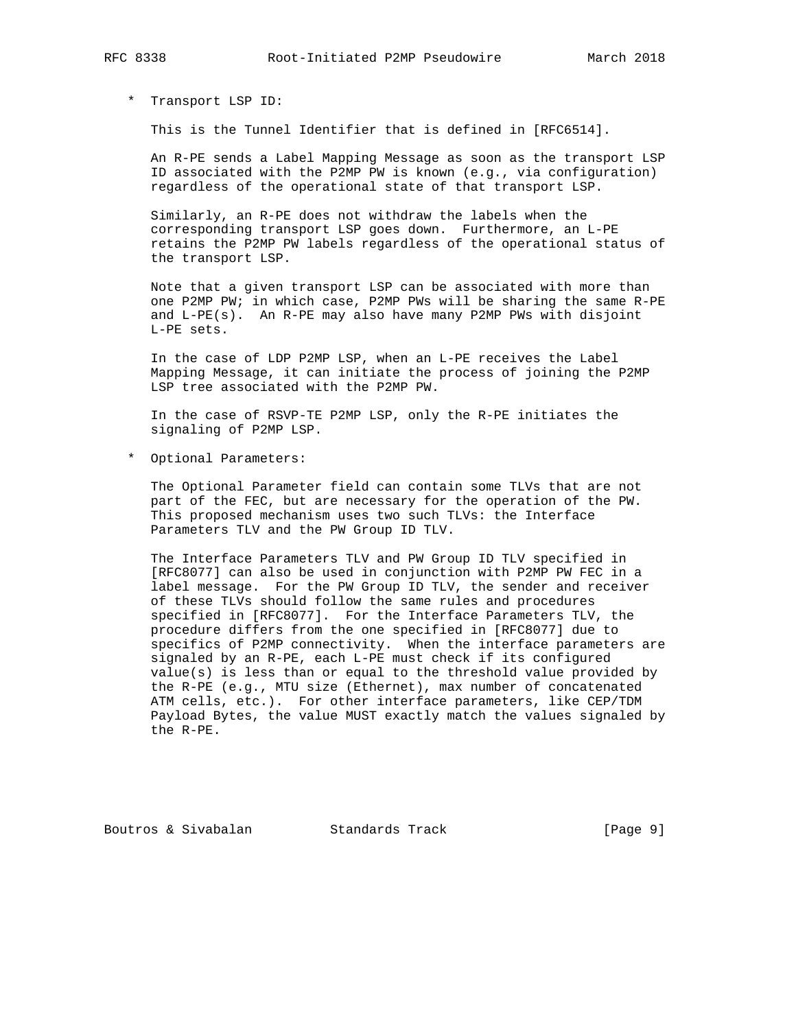* Transport LSP ID:

  This is the Tunnel Identifier that is defined in [RFC6514].

  An R-PE sends a Label Mapping Message as soon as the transport LSP ID associated with the P2MP PW is known (e.g., via configuration) regardless of the operational state of that transport LSP.

  Similarly, an R-PE does not withdraw the labels when the corresponding transport LSP goes down. Furthermore, an L-PE retains the P2MP PW labels regardless of the operational status of the transport LSP.

  Note that a given transport LSP can be associated with more than one P2MP PW; in which case, P2MP PWs will be sharing the same R-PE and L-PE(s). An R-PE may also have many P2MP PWs with disjoint L-PE sets.

  In the case of LDP P2MP LSP, when an L-PE receives the Label Mapping Message, it can initiate the process of joining the P2MP LSP tree associated with the P2MP PW.

  In the case of RSVP-TE P2MP LSP, only the R-PE initiates the signaling of P2MP LSP.

* Optional Parameters:

  The Optional Parameter field can contain some TLVs that are not part of the FEC, but are necessary for the operation of the PW. This proposed mechanism uses two such TLVs: the Interface Parameters TLV and the PW Group ID TLV.

  The Interface Parameters TLV and PW Group ID TLV specified in [RFC8077] can also be used in conjunction with P2MP PW FEC in a label message. For the PW Group ID TLV, the sender and receiver of these TLVs should follow the same rules and procedures specified in [RFC8077]. For the Interface Parameters TLV, the procedure differs from the one specified in [RFC8077] due to specifics of P2MP connectivity. When the interface parameters are signaled by an R-PE, each L-PE must check if its configured value(s) is less than or equal to the threshold value provided by the R-PE (e.g., MTU size (Ethernet), max number of concatenated ATM cells, etc.). For other interface parameters, like CEP/TDM Payload Bytes, the value MUST exactly match the values signaled by the R-PE.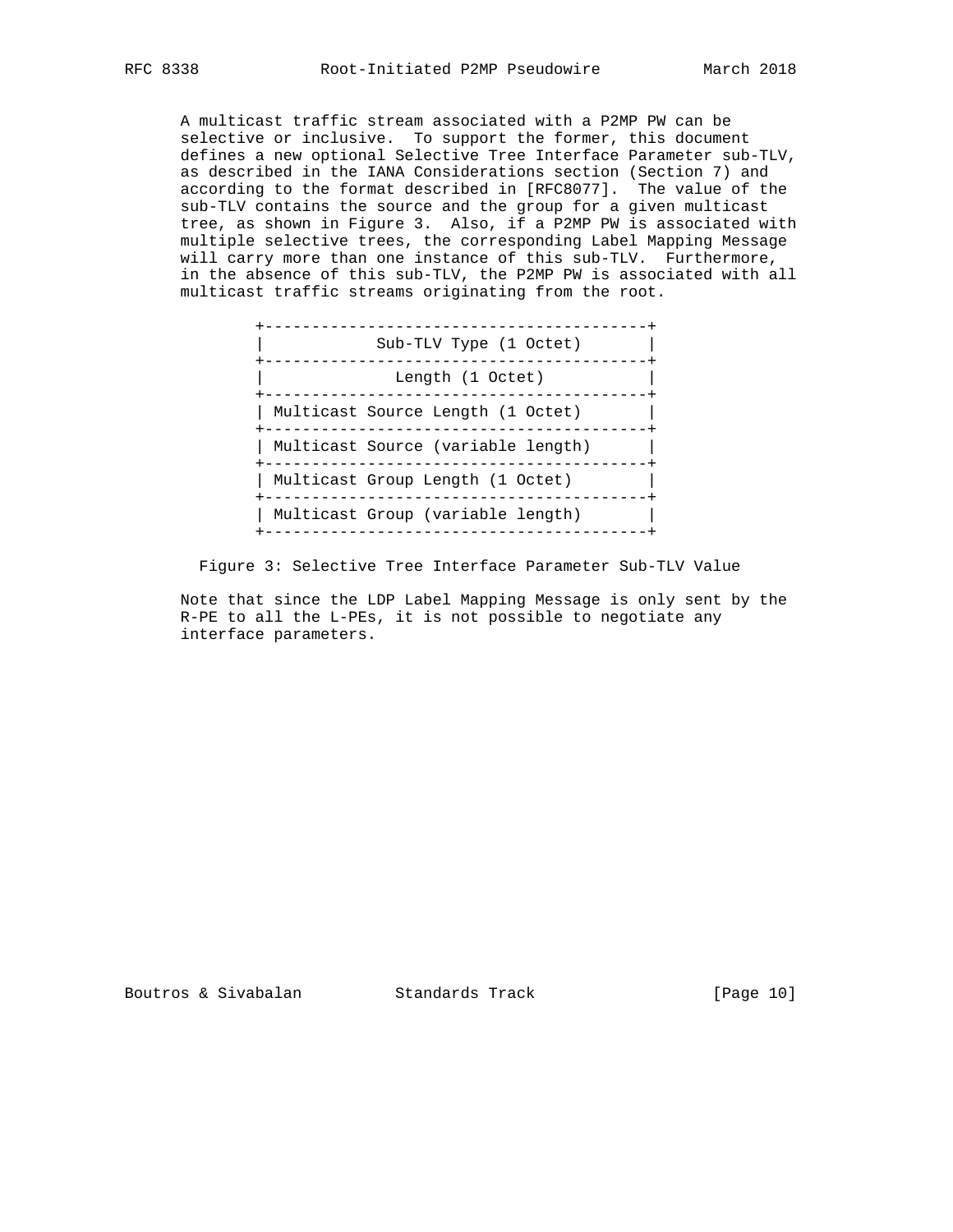A multicast traffic stream associated with a P2MP PW can be selective or inclusive. To support the former, this document defines a new optional Selective Tree Interface Parameter sub-TLV, as described in the IANA Considerations section (Section 7) and according to the format described in [RFC8077]. The value of the sub-TLV contains the source and the group for a given multicast tree, as shown in Figure 3. Also, if a P2MP PW is associated with multiple selective trees, the corresponding Label Mapping Message will carry more than one instance of this sub-TLV. Furthermore, in the absence of this sub-TLV, the P2MP PW is associated with all multicast traffic streams originating from the root.

```
+-----------------------------------------+
|           Sub-TLV Type (1 Octet)        |
+-----------------------------------------+
|             Length (1 Octet)            |
+-----------------------------------------+
| Multicast Source Length (1 Octet)       |
+-----------------------------------------+
| Multicast Source (variable length)      |
+-----------------------------------------+
| Multicast Group Length (1 Octet)        |
+-----------------------------------------+
| Multicast Group (variable length)       |
+-----------------------------------------+
```

Figure 3: Selective Tree Interface Parameter Sub-TLV Value

Note that since the LDP Label Mapping Message is only sent by the R-PE to all the L-PEs, it is not possible to negotiate any interface parameters.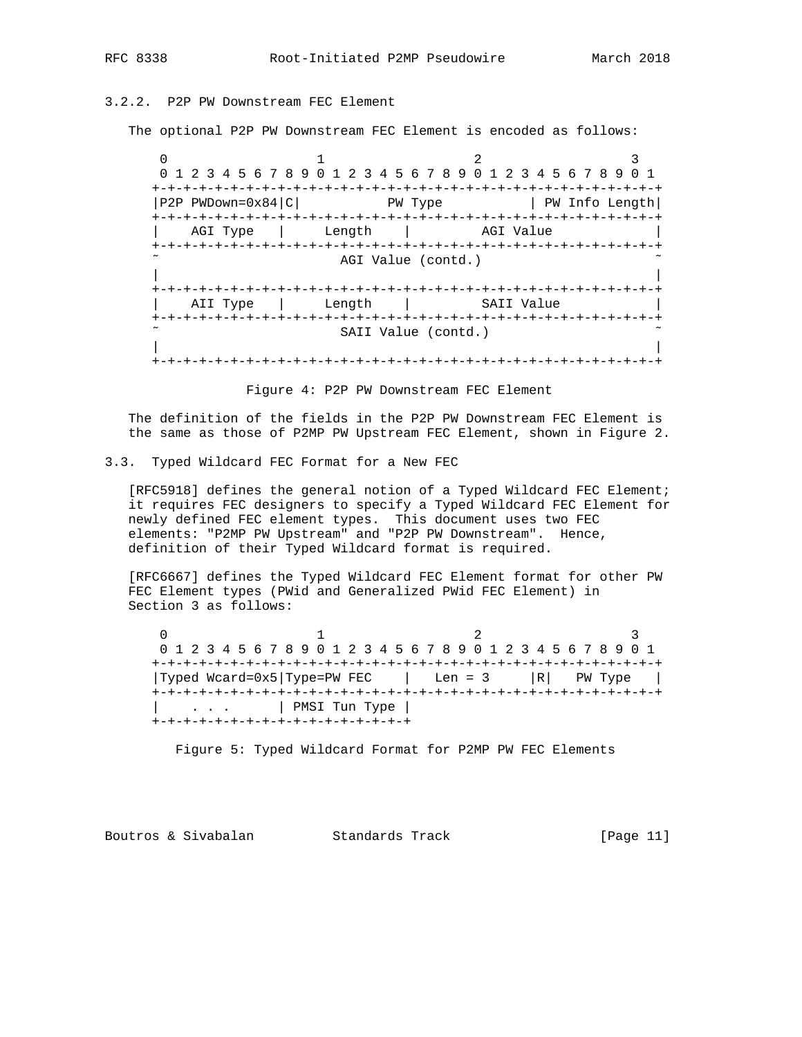### 3.2.2. P2P PW Downstream FEC Element

The optional P2P PW Downstream FEC Element is encoded as follows:

```
 0                   1                   2                   3
 0 1 2 3 4 5 6 7 8 9 0 1 2 3 4 5 6 7 8 9 0 1 2 3 4 5 6 7 8 9 0 1
+-+-+-+-+-+-+-+-+-+-+-+-+-+-+-+-+-+-+-+-+-+-+-+-+-+-+-+-+-+-+-+-+
|P2P PWDown=0x84|C|          PW Type            | PW Info Length|
+-+-+-+-+-+-+-+-+-+-+-+-+-+-+-+-+-+-+-+-+-+-+-+-+-+-+-+-+-+-+-+-+
|    AGI Type   |     Length    |         AGI Value             |
+-+-+-+-+-+-+-+-+-+-+-+-+-+-+-+-+-+-+-+-+-+-+-+-+-+-+-+-+-+-+-+-+
~                       AGI Value (contd.)                      ~
|                                                               |
+-+-+-+-+-+-+-+-+-+-+-+-+-+-+-+-+-+-+-+-+-+-+-+-+-+-+-+-+-+-+-+-+
|    AII Type   |     Length    |         SAII Value            |
+-+-+-+-+-+-+-+-+-+-+-+-+-+-+-+-+-+-+-+-+-+-+-+-+-+-+-+-+-+-+-+-+
~                       SAII Value (contd.)                     ~
|                                                               |
+-+-+-+-+-+-+-+-+-+-+-+-+-+-+-+-+-+-+-+-+-+-+-+-+-+-+-+-+-+-+-+-+
```

Figure 4: P2P PW Downstream FEC Element

The definition of the fields in the P2P PW Downstream FEC Element is the same as those of P2MP PW Upstream FEC Element, shown in Figure 2.

## 3.3. Typed Wildcard FEC Format for a New FEC

[RFC5918] defines the general notion of a Typed Wildcard FEC Element; it requires FEC designers to specify a Typed Wildcard FEC Element for newly defined FEC element types. This document uses two FEC elements: "P2MP PW Upstream" and "P2P PW Downstream". Hence, definition of their Typed Wildcard format is required.

[RFC6667] defines the Typed Wildcard FEC Element format for other PW FEC Element types (PWid and Generalized PWid FEC Element) in Section 3 as follows:

```
 0                   1                   2                   3
 0 1 2 3 4 5 6 7 8 9 0 1 2 3 4 5 6 7 8 9 0 1 2 3 4 5 6 7 8 9 0 1
+-+-+-+-+-+-+-+-+-+-+-+-+-+-+-+-+-+-+-+-+-+-+-+-+-+-+-+-+-+-+-+-+
|Typed Wcard=0x5|Type=PW FEC    |   Len = 3     |R|   PW Type   |
+-+-+-+-+-+-+-+-+-+-+-+-+-+-+-+-+-+-+-+-+-+-+-+-+-+-+-+-+-+-+-+-+
|    . . .      | PMSI Tun Type |
+-+-+-+-+-+-+-+-+-+-+-+-+-+-+-+-+
```

Figure 5: Typed Wildcard Format for P2MP PW FEC Elements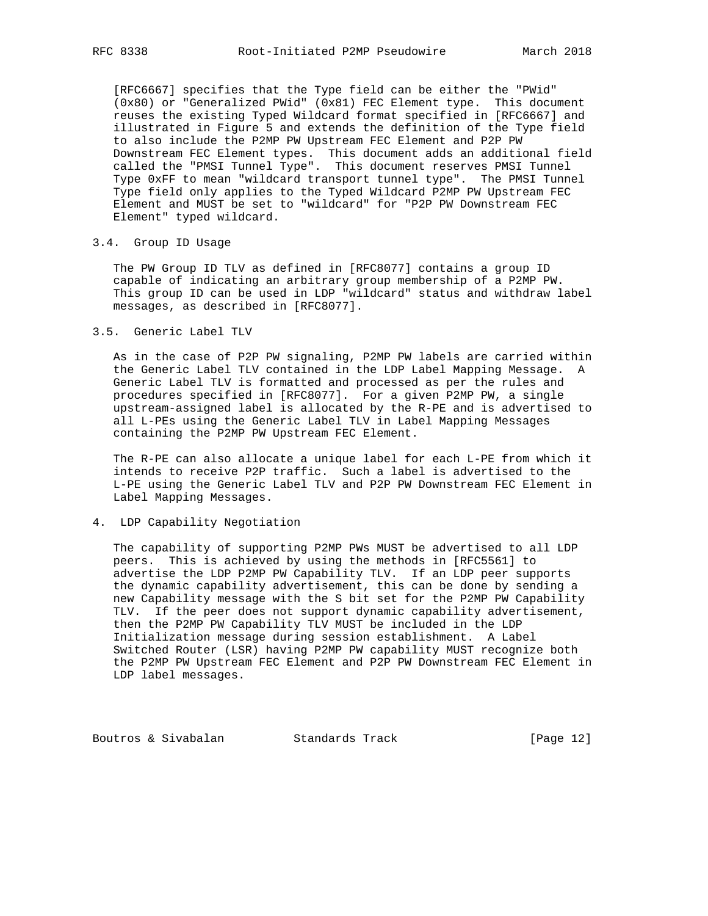[RFC6667] specifies that the Type field can be either the "PWid" (0x80) or "Generalized PWid" (0x81) FEC Element type. This document reuses the existing Typed Wildcard format specified in [RFC6667] and illustrated in Figure 5 and extends the definition of the Type field to also include the P2MP PW Upstream FEC Element and P2P PW Downstream FEC Element types. This document adds an additional field called the "PMSI Tunnel Type". This document reserves PMSI Tunnel Type 0xFF to mean "wildcard transport tunnel type". The PMSI Tunnel Type field only applies to the Typed Wildcard P2MP PW Upstream FEC Element and MUST be set to "wildcard" for "P2P PW Downstream FEC Element" typed wildcard.

### 3.4. Group ID Usage

The PW Group ID TLV as defined in [RFC8077] contains a group ID capable of indicating an arbitrary group membership of a P2MP PW. This group ID can be used in LDP "wildcard" status and withdraw label messages, as described in [RFC8077].

### 3.5. Generic Label TLV

As in the case of P2P PW signaling, P2MP PW labels are carried within the Generic Label TLV contained in the LDP Label Mapping Message. A Generic Label TLV is formatted and processed as per the rules and procedures specified in [RFC8077]. For a given P2MP PW, a single upstream-assigned label is allocated by the R-PE and is advertised to all L-PEs using the Generic Label TLV in Label Mapping Messages containing the P2MP PW Upstream FEC Element.

The R-PE can also allocate a unique label for each L-PE from which it intends to receive P2P traffic. Such a label is advertised to the L-PE using the Generic Label TLV and P2P PW Downstream FEC Element in Label Mapping Messages.

## 4. LDP Capability Negotiation

The capability of supporting P2MP PWs MUST be advertised to all LDP peers. This is achieved by using the methods in [RFC5561] to advertise the LDP P2MP PW Capability TLV. If an LDP peer supports the dynamic capability advertisement, this can be done by sending a new Capability message with the S bit set for the P2MP PW Capability TLV. If the peer does not support dynamic capability advertisement, then the P2MP PW Capability TLV MUST be included in the LDP Initialization message during session establishment. A Label Switched Router (LSR) having P2MP PW capability MUST recognize both the P2MP PW Upstream FEC Element and P2P PW Downstream FEC Element in LDP label messages.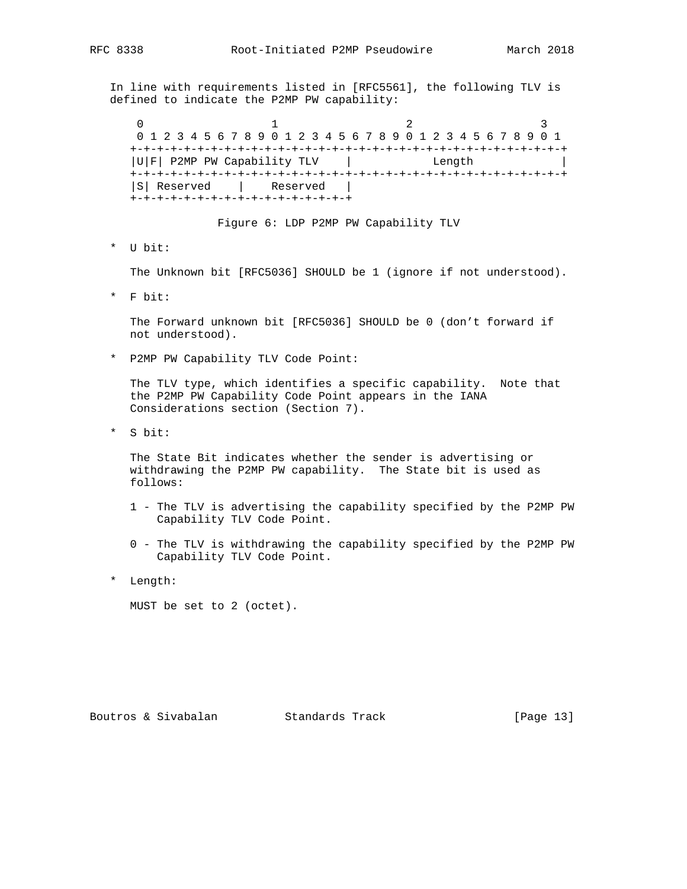In line with requirements listed in [RFC5561], the following TLV is defined to indicate the P2MP PW capability:

```
 0                   1                   2                   3
 0 1 2 3 4 5 6 7 8 9 0 1 2 3 4 5 6 7 8 9 0 1 2 3 4 5 6 7 8 9 0 1
+-+-+-+-+-+-+-+-+-+-+-+-+-+-+-+-+-+-+-+-+-+-+-+-+-+-+-+-+-+-+-+-+
|U|F| P2MP PW Capability TLV    |            Length             |
+-+-+-+-+-+-+-+-+-+-+-+-+-+-+-+-+-+-+-+-+-+-+-+-+-+-+-+-+-+-+-+-+
|S| Reserved    |    Reserved   |
+-+-+-+-+-+-+-+-+-+-+-+-+-+-+-+-+
```

Figure 6: LDP P2MP PW Capability TLV

* U bit:

  The Unknown bit [RFC5036] SHOULD be 1 (ignore if not understood).

* F bit:

  The Forward unknown bit [RFC5036] SHOULD be 0 (don't forward if not understood).

* P2MP PW Capability TLV Code Point:

  The TLV type, which identifies a specific capability. Note that the P2MP PW Capability Code Point appears in the IANA Considerations section (Section 7).

* S bit:

  The State Bit indicates whether the sender is advertising or withdrawing the P2MP PW capability. The State bit is used as follows:

  1 - The TLV is advertising the capability specified by the P2MP PW Capability TLV Code Point.

  0 - The TLV is withdrawing the capability specified by the P2MP PW Capability TLV Code Point.

* Length:

  MUST be set to 2 (octet).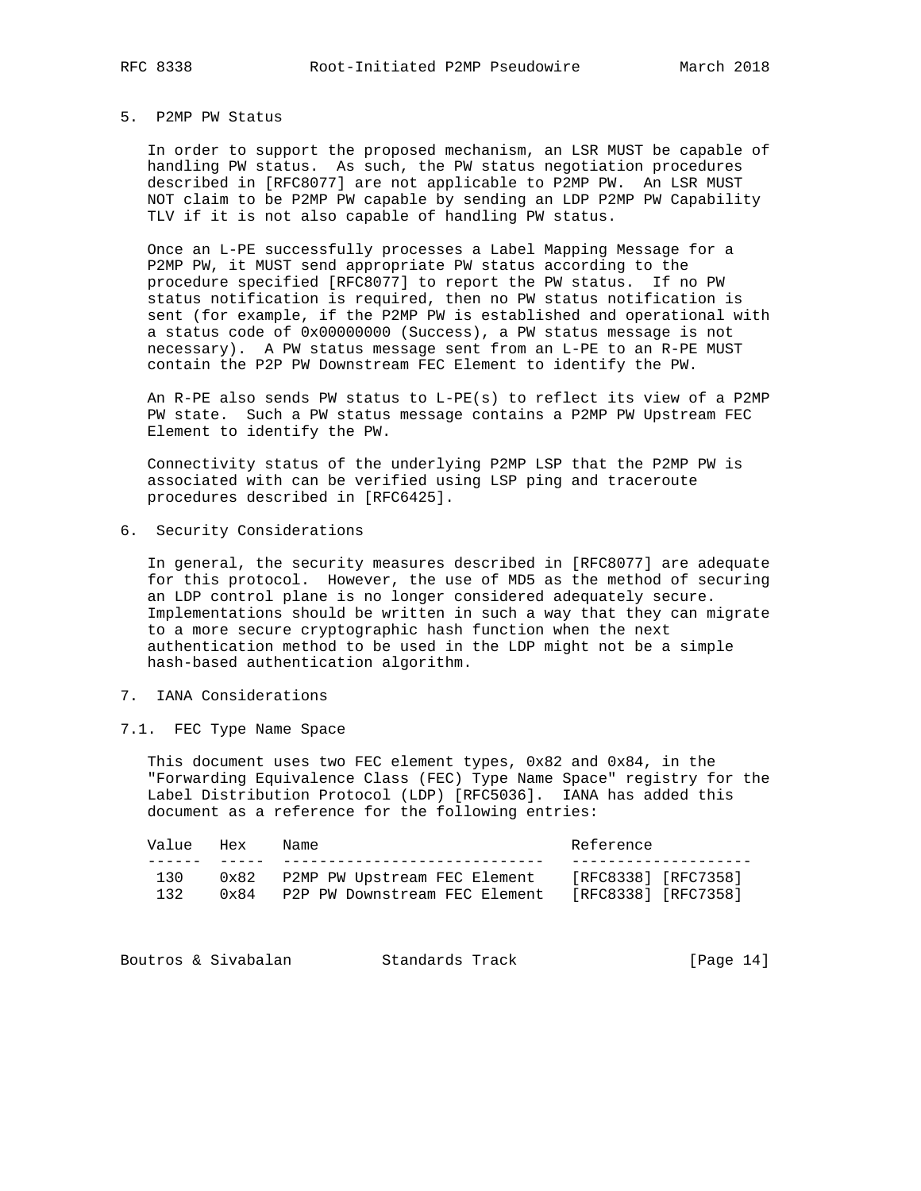## 5. P2MP PW Status

In order to support the proposed mechanism, an LSR MUST be capable of handling PW status. As such, the PW status negotiation procedures described in [RFC8077] are not applicable to P2MP PW. An LSR MUST NOT claim to be P2MP PW capable by sending an LDP P2MP PW Capability TLV if it is not also capable of handling PW status.

Once an L-PE successfully processes a Label Mapping Message for a P2MP PW, it MUST send appropriate PW status according to the procedure specified [RFC8077] to report the PW status. If no PW status notification is required, then no PW status notification is sent (for example, if the P2MP PW is established and operational with a status code of 0x00000000 (Success), a PW status message is not necessary). A PW status message sent from an L-PE to an R-PE MUST contain the P2P PW Downstream FEC Element to identify the PW.

An R-PE also sends PW status to L-PE(s) to reflect its view of a P2MP PW state. Such a PW status message contains a P2MP PW Upstream FEC Element to identify the PW.

Connectivity status of the underlying P2MP LSP that the P2MP PW is associated with can be verified using LSP ping and traceroute procedures described in [RFC6425].

## 6. Security Considerations

In general, the security measures described in [RFC8077] are adequate for this protocol. However, the use of MD5 as the method of securing an LDP control plane is no longer considered adequately secure. Implementations should be written in such a way that they can migrate to a more secure cryptographic hash function when the next authentication method to be used in the LDP might not be a simple hash-based authentication algorithm.

## 7. IANA Considerations

### 7.1. FEC Type Name Space

This document uses two FEC element types, 0x82 and 0x84, in the "Forwarding Equivalence Class (FEC) Type Name Space" registry for the Label Distribution Protocol (LDP) [RFC5036]. IANA has added this document as a reference for the following entries:

| Value | Hex | Name | Reference |
|---|---|---|---|
| 130 | 0x82 | P2MP PW Upstream FEC Element | [RFC8338] [RFC7358] |
| 132 | 0x84 | P2P PW Downstream FEC Element | [RFC8338] [RFC7358] |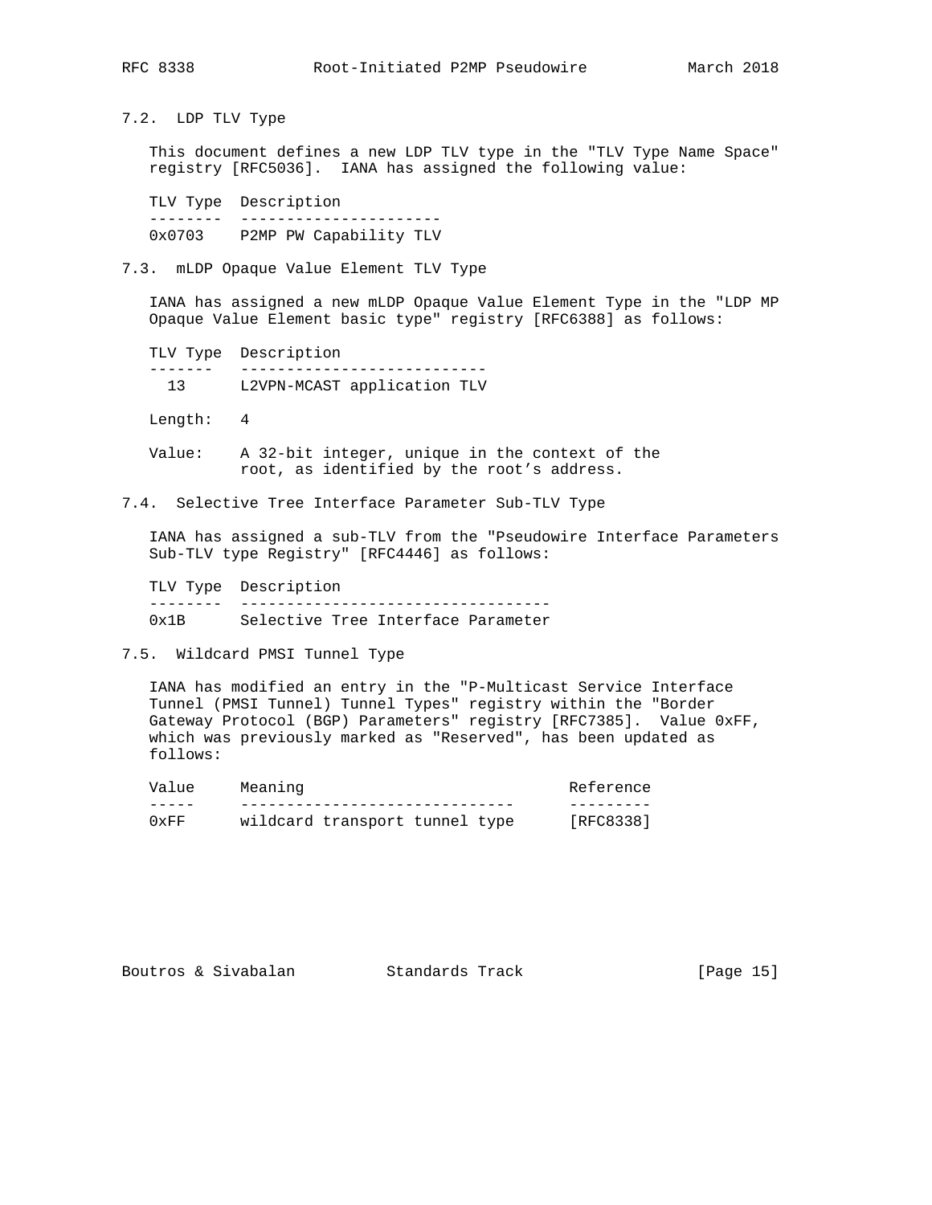### 7.2. LDP TLV Type

This document defines a new LDP TLV type in the "TLV Type Name Space" registry [RFC5036]. IANA has assigned the following value:

| TLV Type | Description |
| --- | --- |
| 0x0703 | P2MP PW Capability TLV |

### 7.3. mLDP Opaque Value Element TLV Type

IANA has assigned a new mLDP Opaque Value Element Type in the "LDP MP Opaque Value Element basic type" registry [RFC6388] as follows:

| TLV Type | Description |
| --- | --- |
| 13 | L2VPN-MCAST application TLV |

Length: 4

Value: A 32-bit integer, unique in the context of the root, as identified by the root's address.

### 7.4. Selective Tree Interface Parameter Sub-TLV Type

IANA has assigned a sub-TLV from the "Pseudowire Interface Parameters Sub-TLV type Registry" [RFC4446] as follows:

| TLV Type | Description |
| --- | --- |
| 0x1B | Selective Tree Interface Parameter |

### 7.5. Wildcard PMSI Tunnel Type

IANA has modified an entry in the "P-Multicast Service Interface Tunnel (PMSI Tunnel) Tunnel Types" registry within the "Border Gateway Protocol (BGP) Parameters" registry [RFC7385]. Value 0xFF, which was previously marked as "Reserved", has been updated as follows:

| Value | Meaning | Reference |
| --- | --- | --- |
| 0xFF | wildcard transport tunnel type | [RFC8338] |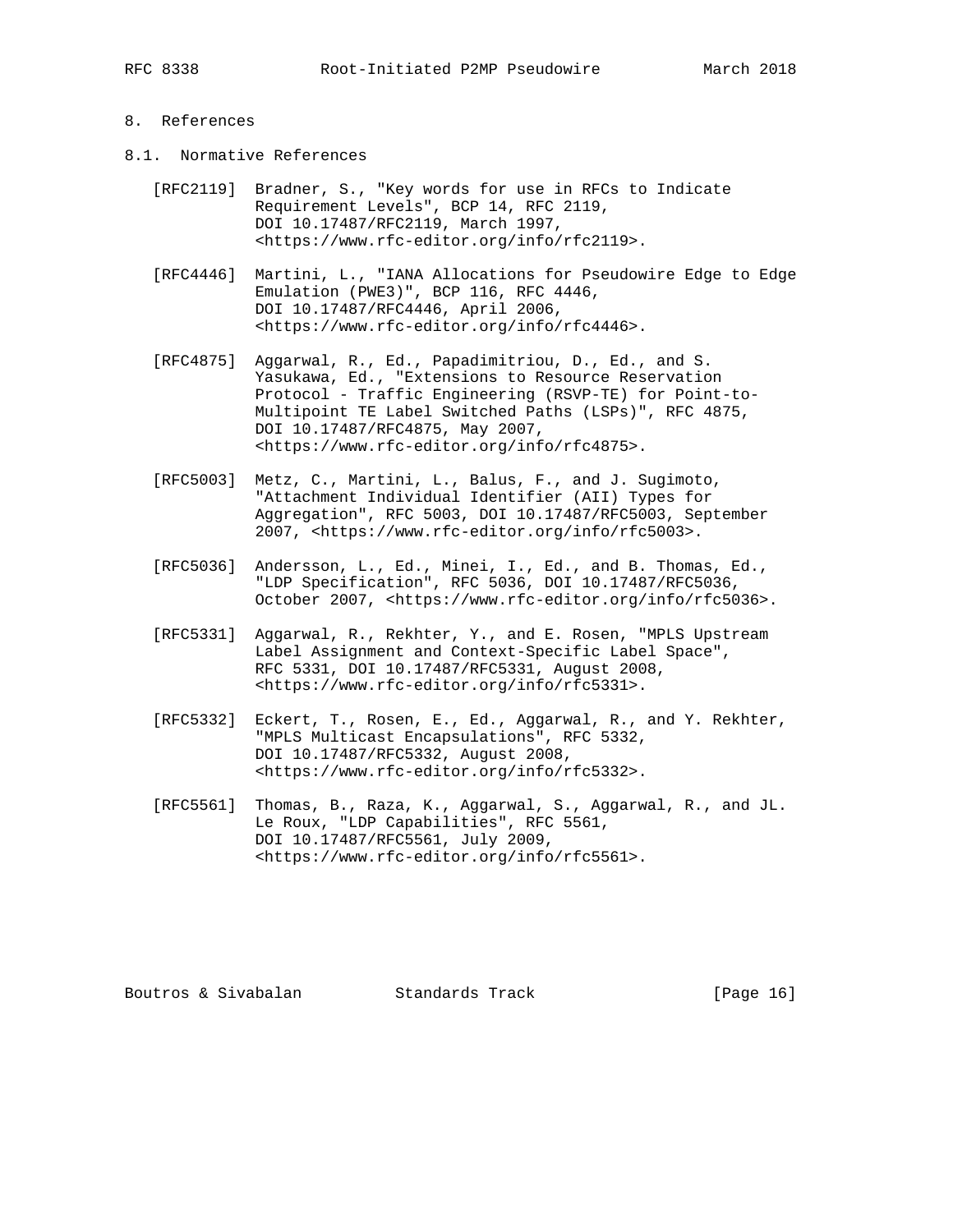## 8. References

### 8.1. Normative References

[RFC2119] Bradner, S., "Key words for use in RFCs to Indicate Requirement Levels", BCP 14, RFC 2119, DOI 10.17487/RFC2119, March 1997, <https://www.rfc-editor.org/info/rfc2119>.

[RFC4446] Martini, L., "IANA Allocations for Pseudowire Edge to Edge Emulation (PWE3)", BCP 116, RFC 4446, DOI 10.17487/RFC4446, April 2006, <https://www.rfc-editor.org/info/rfc4446>.

[RFC4875] Aggarwal, R., Ed., Papadimitriou, D., Ed., and S. Yasukawa, Ed., "Extensions to Resource Reservation Protocol - Traffic Engineering (RSVP-TE) for Point-to-Multipoint TE Label Switched Paths (LSPs)", RFC 4875, DOI 10.17487/RFC4875, May 2007, <https://www.rfc-editor.org/info/rfc4875>.

[RFC5003] Metz, C., Martini, L., Balus, F., and J. Sugimoto, "Attachment Individual Identifier (AII) Types for Aggregation", RFC 5003, DOI 10.17487/RFC5003, September 2007, <https://www.rfc-editor.org/info/rfc5003>.

[RFC5036] Andersson, L., Ed., Minei, I., Ed., and B. Thomas, Ed., "LDP Specification", RFC 5036, DOI 10.17487/RFC5036, October 2007, <https://www.rfc-editor.org/info/rfc5036>.

[RFC5331] Aggarwal, R., Rekhter, Y., and E. Rosen, "MPLS Upstream Label Assignment and Context-Specific Label Space", RFC 5331, DOI 10.17487/RFC5331, August 2008, <https://www.rfc-editor.org/info/rfc5331>.

[RFC5332] Eckert, T., Rosen, E., Ed., Aggarwal, R., and Y. Rekhter, "MPLS Multicast Encapsulations", RFC 5332, DOI 10.17487/RFC5332, August 2008, <https://www.rfc-editor.org/info/rfc5332>.

[RFC5561] Thomas, B., Raza, K., Aggarwal, S., Aggarwal, R., and JL. Le Roux, "LDP Capabilities", RFC 5561, DOI 10.17487/RFC5561, July 2009, <https://www.rfc-editor.org/info/rfc5561>.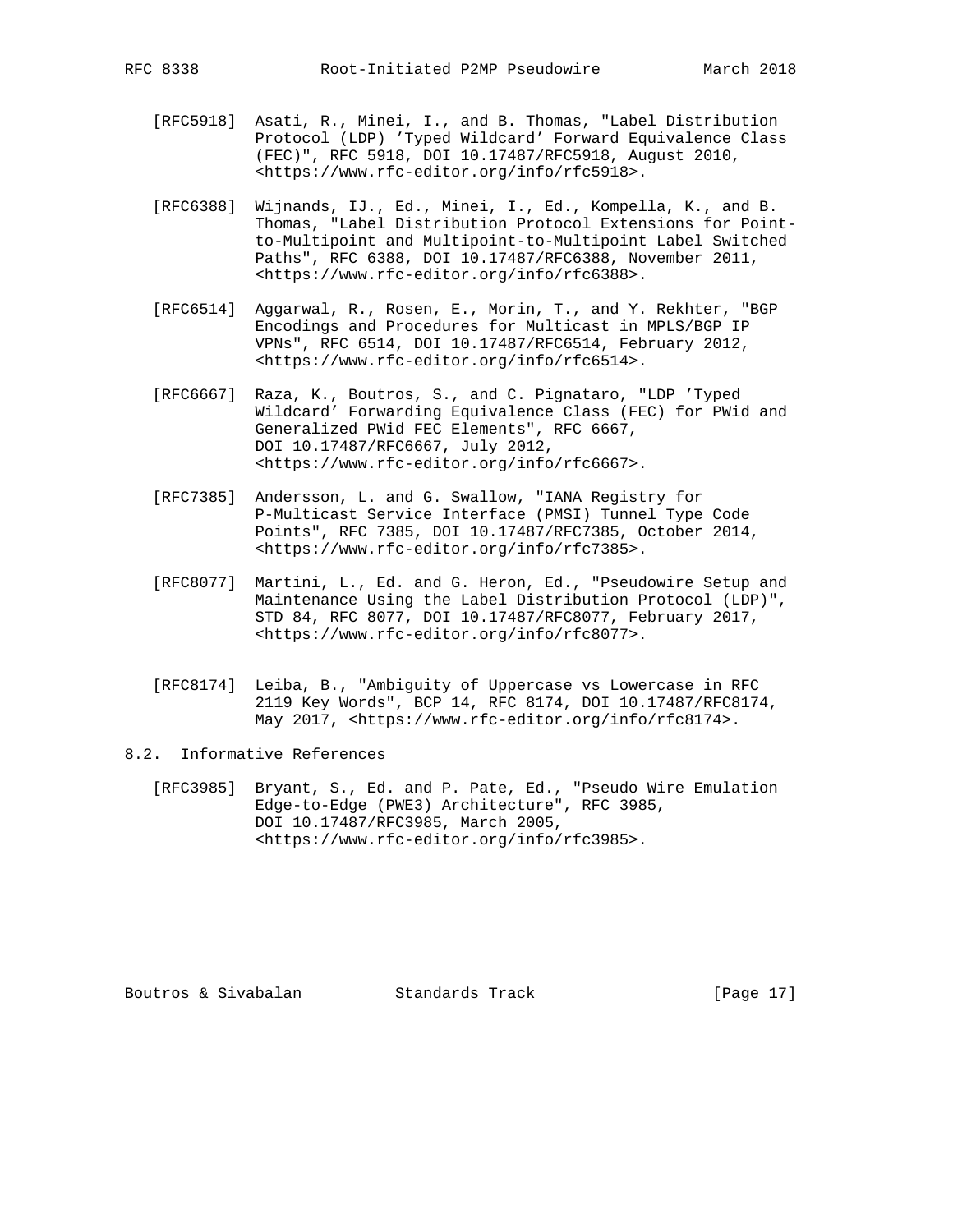[RFC5918] Asati, R., Minei, I., and B. Thomas, "Label Distribution Protocol (LDP) 'Typed Wildcard' Forward Equivalence Class (FEC)", RFC 5918, DOI 10.17487/RFC5918, August 2010, <https://www.rfc-editor.org/info/rfc5918>.

[RFC6388] Wijnands, IJ., Ed., Minei, I., Ed., Kompella, K., and B. Thomas, "Label Distribution Protocol Extensions for Point-to-Multipoint and Multipoint-to-Multipoint Label Switched Paths", RFC 6388, DOI 10.17487/RFC6388, November 2011, <https://www.rfc-editor.org/info/rfc6388>.

[RFC6514] Aggarwal, R., Rosen, E., Morin, T., and Y. Rekhter, "BGP Encodings and Procedures for Multicast in MPLS/BGP IP VPNs", RFC 6514, DOI 10.17487/RFC6514, February 2012, <https://www.rfc-editor.org/info/rfc6514>.

[RFC6667] Raza, K., Boutros, S., and C. Pignataro, "LDP 'Typed Wildcard' Forwarding Equivalence Class (FEC) for PWid and Generalized PWid FEC Elements", RFC 6667, DOI 10.17487/RFC6667, July 2012, <https://www.rfc-editor.org/info/rfc6667>.

[RFC7385] Andersson, L. and G. Swallow, "IANA Registry for P-Multicast Service Interface (PMSI) Tunnel Type Code Points", RFC 7385, DOI 10.17487/RFC7385, October 2014, <https://www.rfc-editor.org/info/rfc7385>.

[RFC8077] Martini, L., Ed. and G. Heron, Ed., "Pseudowire Setup and Maintenance Using the Label Distribution Protocol (LDP)", STD 84, RFC 8077, DOI 10.17487/RFC8077, February 2017, <https://www.rfc-editor.org/info/rfc8077>.

[RFC8174] Leiba, B., "Ambiguity of Uppercase vs Lowercase in RFC 2119 Key Words", BCP 14, RFC 8174, DOI 10.17487/RFC8174, May 2017, <https://www.rfc-editor.org/info/rfc8174>.

## 8.2. Informative References

[RFC3985] Bryant, S., Ed. and P. Pate, Ed., "Pseudo Wire Emulation Edge-to-Edge (PWE3) Architecture", RFC 3985, DOI 10.17487/RFC3985, March 2005, <https://www.rfc-editor.org/info/rfc3985>.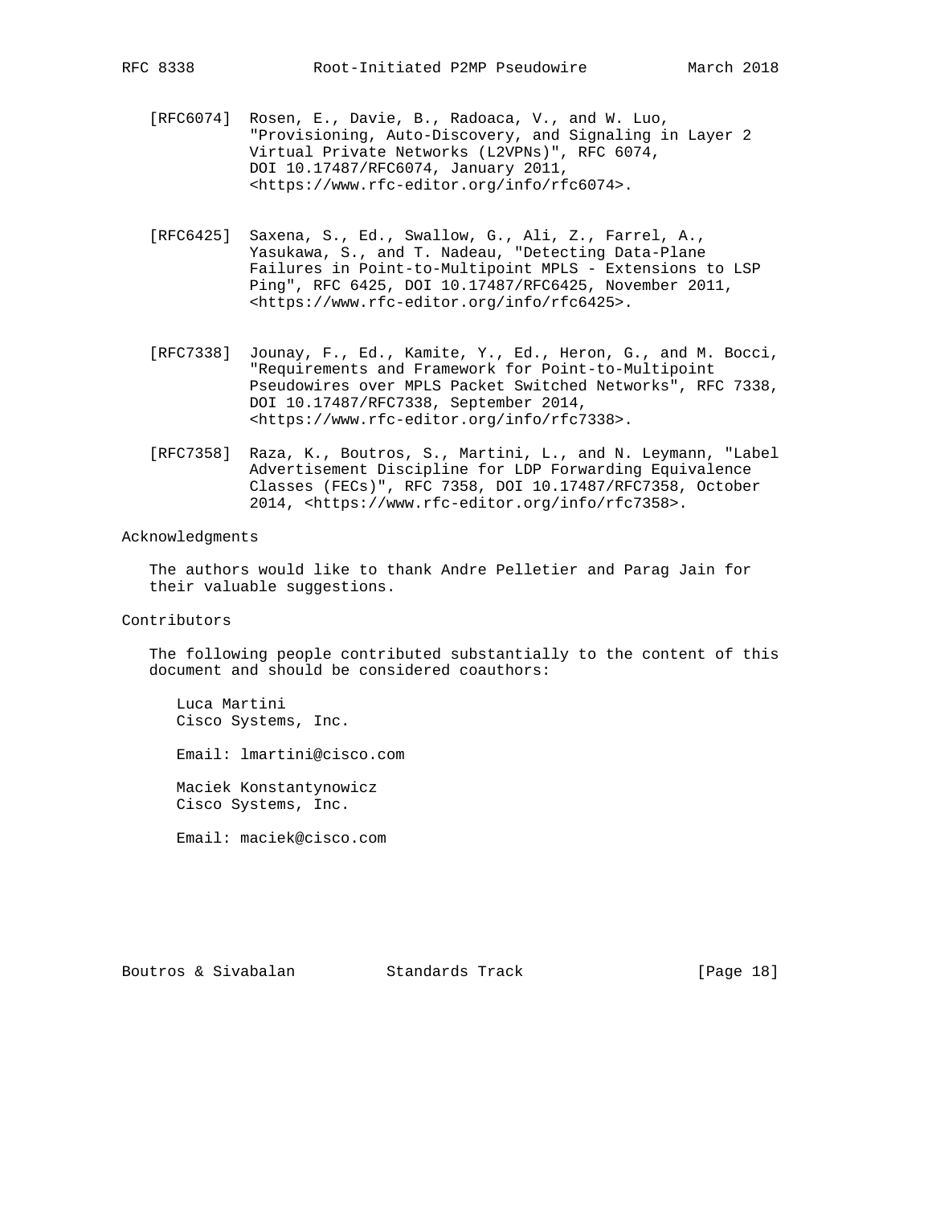[RFC6074] Rosen, E., Davie, B., Radoaca, V., and W. Luo, "Provisioning, Auto-Discovery, and Signaling in Layer 2 Virtual Private Networks (L2VPNs)", RFC 6074, DOI 10.17487/RFC6074, January 2011, <https://www.rfc-editor.org/info/rfc6074>.

[RFC6425] Saxena, S., Ed., Swallow, G., Ali, Z., Farrel, A., Yasukawa, S., and T. Nadeau, "Detecting Data-Plane Failures in Point-to-Multipoint MPLS - Extensions to LSP Ping", RFC 6425, DOI 10.17487/RFC6425, November 2011, <https://www.rfc-editor.org/info/rfc6425>.

[RFC7338] Jounay, F., Ed., Kamite, Y., Ed., Heron, G., and M. Bocci, "Requirements and Framework for Point-to-Multipoint Pseudowires over MPLS Packet Switched Networks", RFC 7338, DOI 10.17487/RFC7338, September 2014, <https://www.rfc-editor.org/info/rfc7338>.

[RFC7358] Raza, K., Boutros, S., Martini, L., and N. Leymann, "Label Advertisement Discipline for LDP Forwarding Equivalence Classes (FECs)", RFC 7358, DOI 10.17487/RFC7358, October 2014, <https://www.rfc-editor.org/info/rfc7358>.

## Acknowledgments

The authors would like to thank Andre Pelletier and Parag Jain for their valuable suggestions.

## Contributors

The following people contributed substantially to the content of this document and should be considered coauthors:

Luca Martini
Cisco Systems, Inc.

Email: lmartini@cisco.com

Maciek Konstantynowicz
Cisco Systems, Inc.

Email: maciek@cisco.com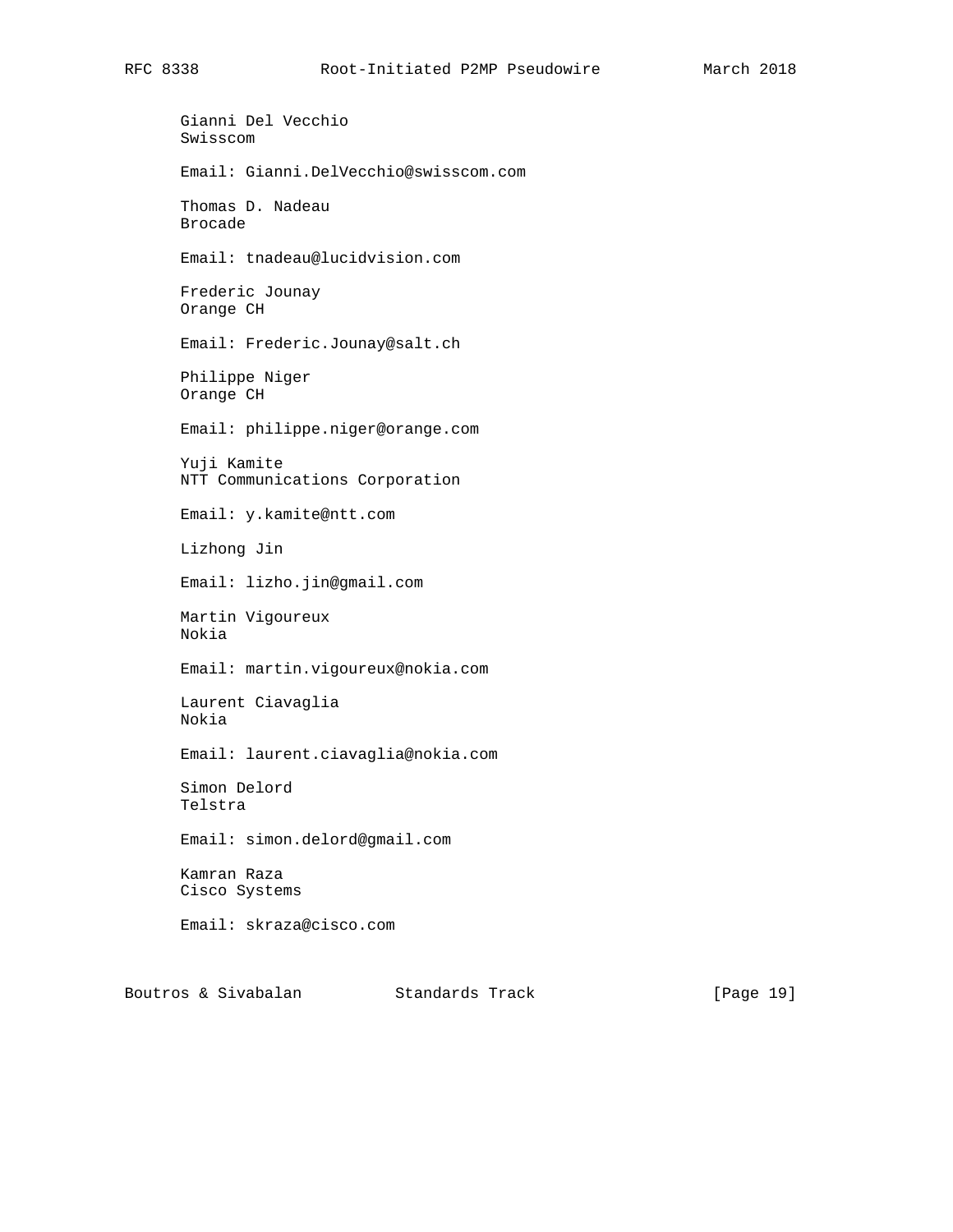Gianni Del Vecchio
Swisscom

Email: Gianni.DelVecchio@swisscom.com

Thomas D. Nadeau
Brocade

Email: tnadeau@lucidvision.com

Frederic Jounay
Orange CH

Email: Frederic.Jounay@salt.ch

Philippe Niger
Orange CH

Email: philippe.niger@orange.com

Yuji Kamite
NTT Communications Corporation

Email: y.kamite@ntt.com

Lizhong Jin

Email: lizho.jin@gmail.com

Martin Vigoureux
Nokia

Email: martin.vigoureux@nokia.com

Laurent Ciavaglia
Nokia

Email: laurent.ciavaglia@nokia.com

Simon Delord
Telstra

Email: simon.delord@gmail.com

Kamran Raza
Cisco Systems

Email: skraza@cisco.com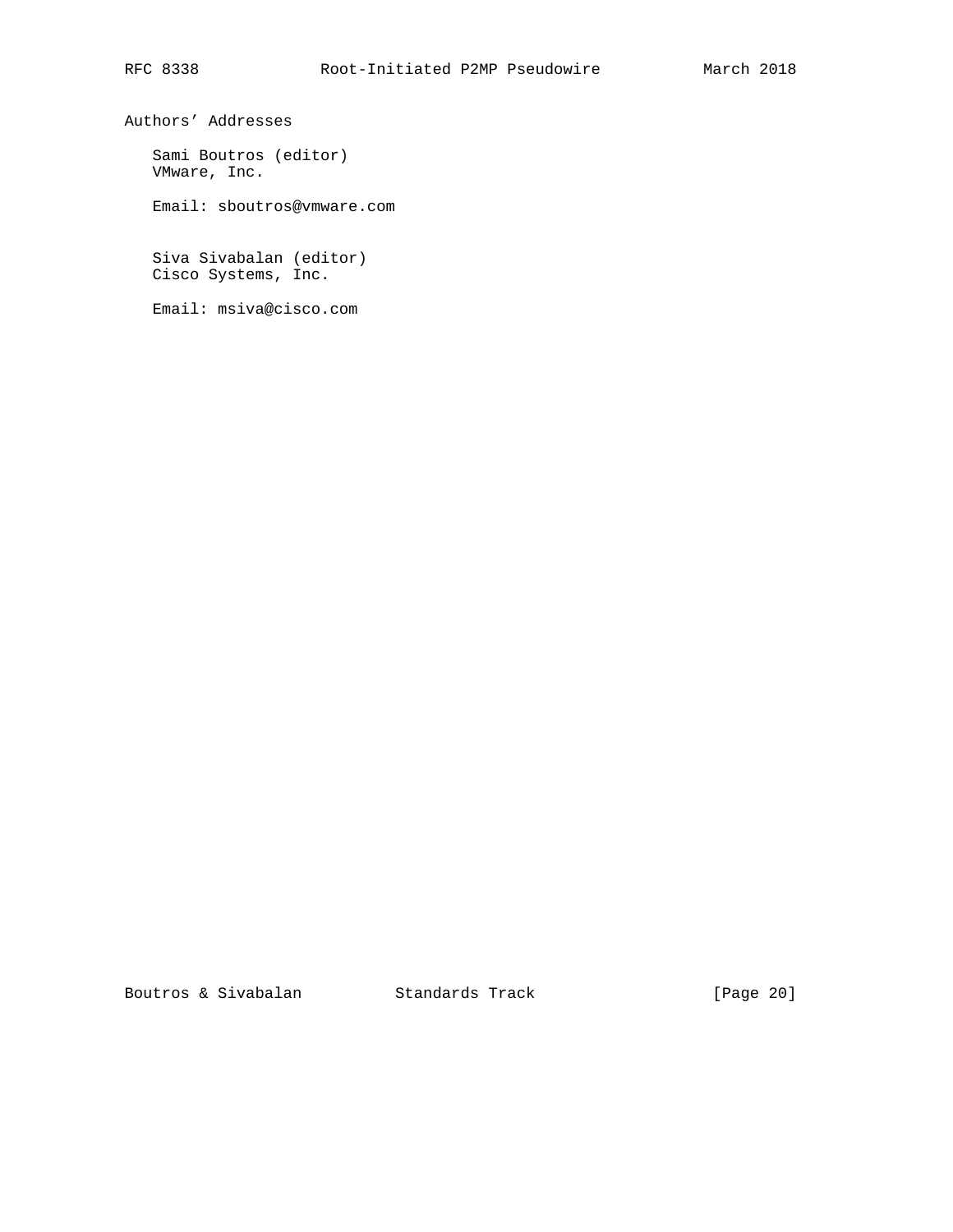# Authors' Addresses

Sami Boutros (editor)
VMware, Inc.

Email: sboutros@vmware.com

Siva Sivabalan (editor)
Cisco Systems, Inc.

Email: msiva@cisco.com